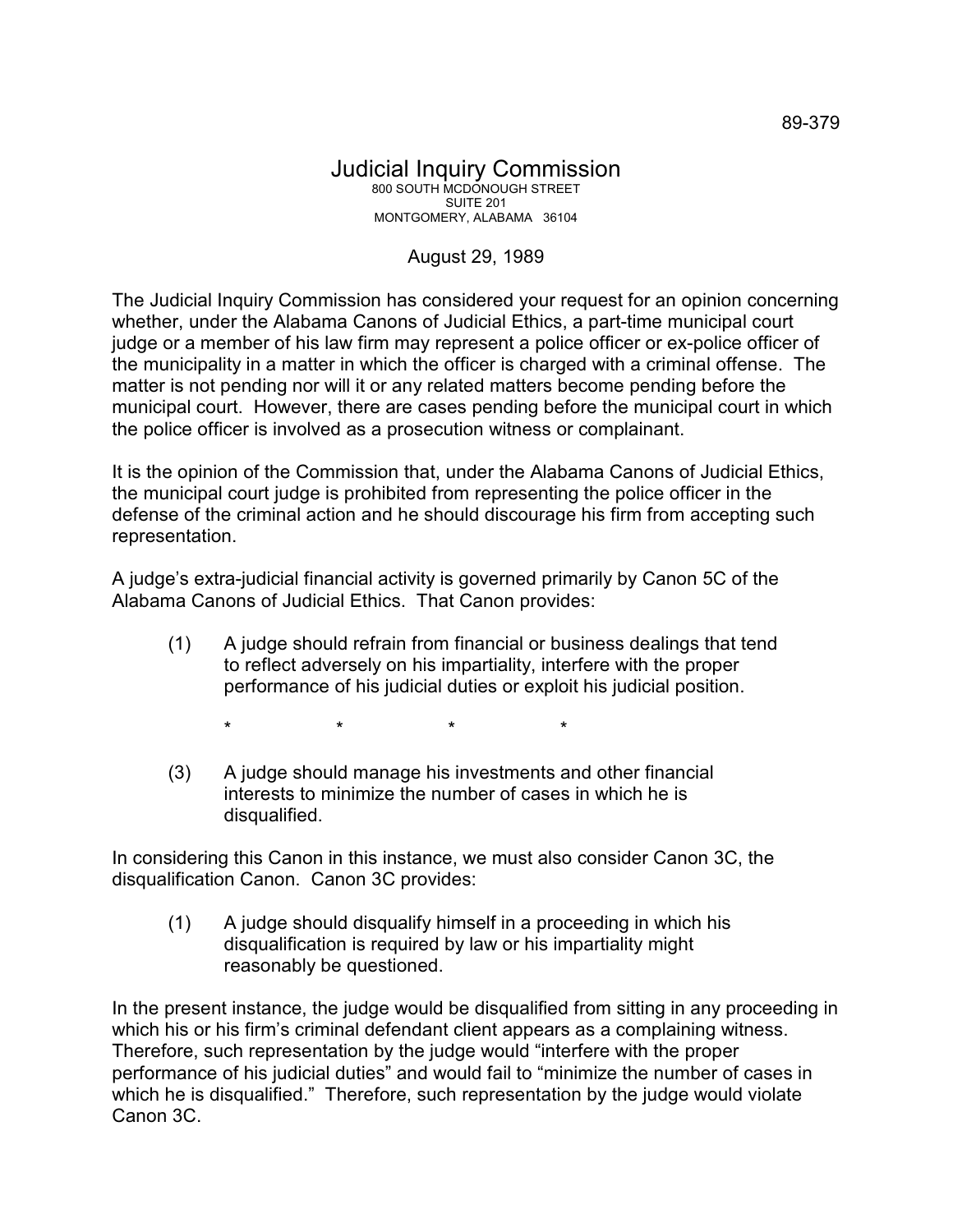89-379

# Judicial Inquiry Commission

800 SOUTH MCDONOUGH STREET
SUITE 201
MONTGOMERY, ALABAMA 36104

August 29, 1989

The Judicial Inquiry Commission has considered your request for an opinion concerning whether, under the Alabama Canons of Judicial Ethics, a part-time municipal court judge or a member of his law firm may represent a police officer or ex-police officer of the municipality in a matter in which the officer is charged with a criminal offense. The matter is not pending nor will it or any related matters become pending before the municipal court. However, there are cases pending before the municipal court in which the police officer is involved as a prosecution witness or complainant.

It is the opinion of the Commission that, under the Alabama Canons of Judicial Ethics, the municipal court judge is prohibited from representing the police officer in the defense of the criminal action and he should discourage his firm from accepting such representation.

A judge's extra-judicial financial activity is governed primarily by Canon 5C of the Alabama Canons of Judicial Ethics. That Canon provides:

> (1) A judge should refrain from financial or business dealings that tend to reflect adversely on his impartiality, interfere with the proper performance of his judicial duties or exploit his judicial position.
>
> \* \* \* \*
>
> (3) A judge should manage his investments and other financial interests to minimize the number of cases in which he is disqualified.

In considering this Canon in this instance, we must also consider Canon 3C, the disqualification Canon. Canon 3C provides:

> (1) A judge should disqualify himself in a proceeding in which his disqualification is required by law or his impartiality might reasonably be questioned.

In the present instance, the judge would be disqualified from sitting in any proceeding in which his or his firm's criminal defendant client appears as a complaining witness. Therefore, such representation by the judge would "interfere with the proper performance of his judicial duties" and would fail to "minimize the number of cases in which he is disqualified." Therefore, such representation by the judge would violate Canon 3C.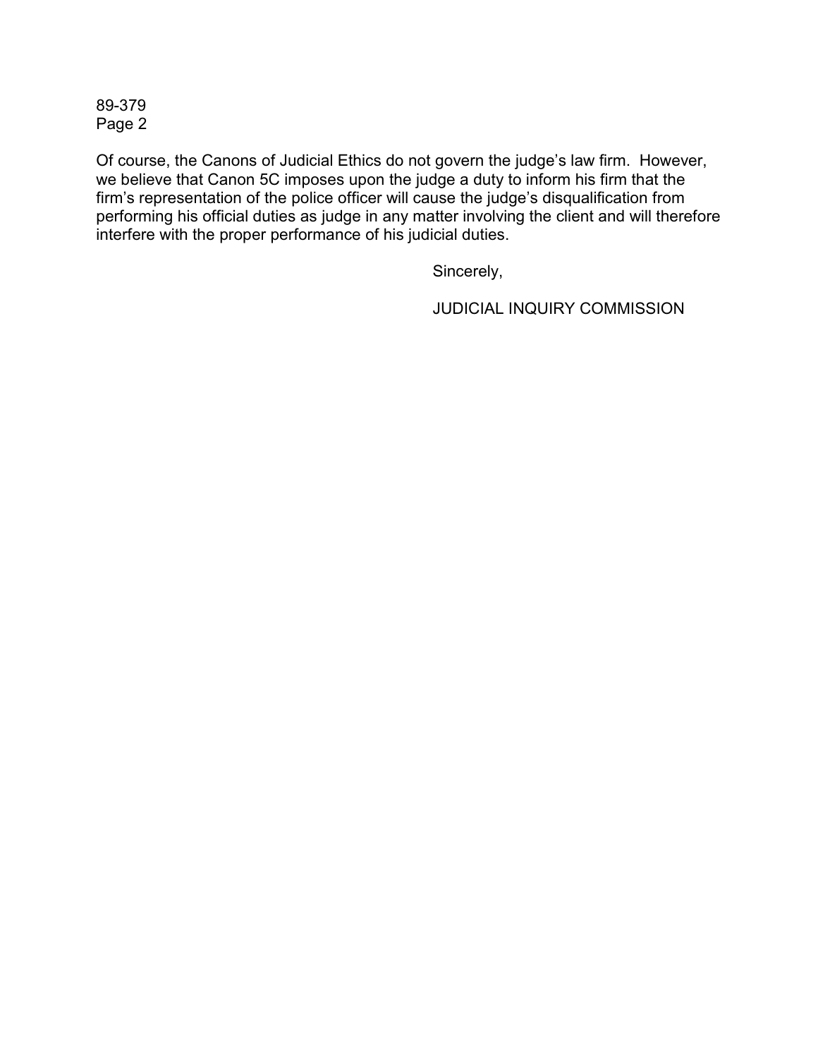Of course, the Canons of Judicial Ethics do not govern the judge's law firm. However, we believe that Canon 5C imposes upon the judge a duty to inform his firm that the firm's representation of the police officer will cause the judge's disqualification from performing his official duties as judge in any matter involving the client and will therefore interfere with the proper performance of his judicial duties.

Sincerely,

JUDICIAL INQUIRY COMMISSION